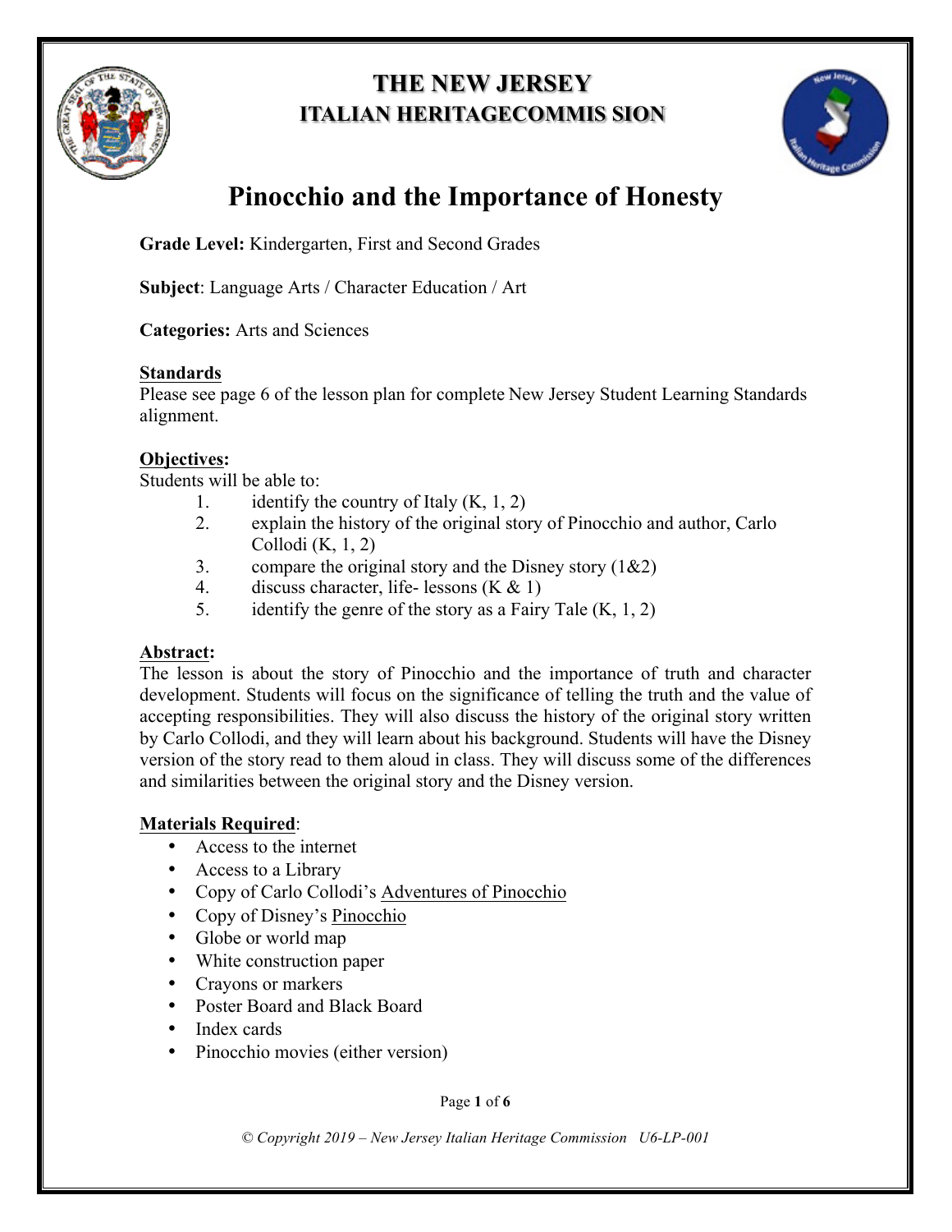# THE NEW JERSEY
## ITALIAN HERITAGECOMMIS SION

# Pinocchio and the Importance of Honesty

**Grade Level:** Kindergarten, First and Second Grades

**Subject**: Language Arts / Character Education / Art

**Categories:** Arts and Sciences

**Standards**

Please see page 6 of the lesson plan for complete New Jersey Student Learning Standards alignment.

**Objectives:**

Students will be able to:

1. identify the country of Italy (K, 1, 2)
2. explain the history of the original story of Pinocchio and author, Carlo Collodi (K, 1, 2)
3. compare the original story and the Disney story (1&2)
4. discuss character, life- lessons (K & 1)
5. identify the genre of the story as a Fairy Tale (K, 1, 2)

**Abstract:**

The lesson is about the story of Pinocchio and the importance of truth and character development. Students will focus on the significance of telling the truth and the value of accepting responsibilities. They will also discuss the history of the original story written by Carlo Collodi, and they will learn about his background. Students will have the Disney version of the story read to them aloud in class. They will discuss some of the differences and similarities between the original story and the Disney version.

**Materials Required**:

- Access to the internet
- Access to a Library
- Copy of Carlo Collodi's Adventures of Pinocchio
- Copy of Disney's Pinocchio
- Globe or world map
- White construction paper
- Crayons or markers
- Poster Board and Black Board
- Index cards
- Pinocchio movies (either version)

*© Copyright 2019 – New Jersey Italian Heritage Commission U6-LP-001*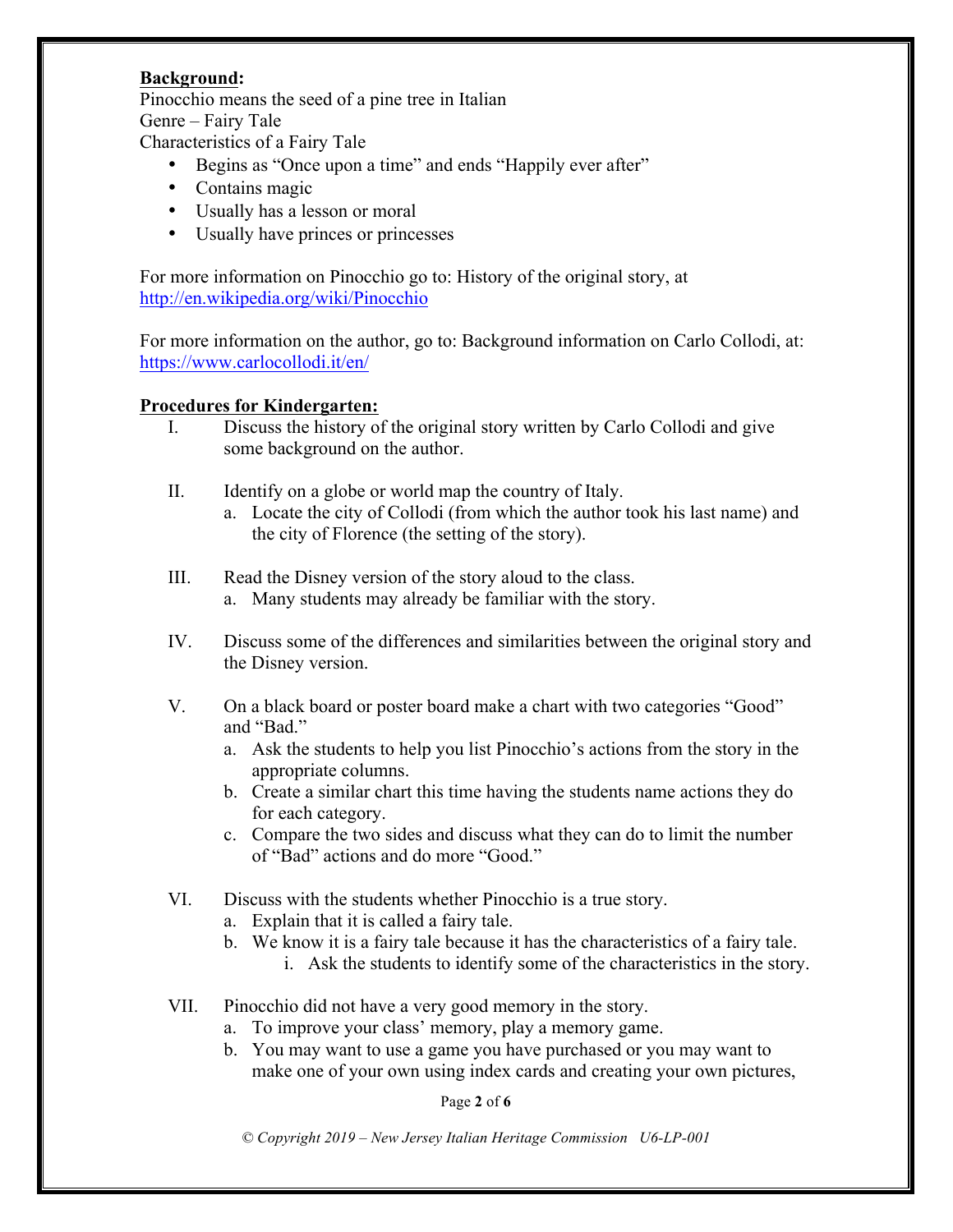**Background:**

Pinocchio means the seed of a pine tree in Italian

Genre – Fairy Tale

Characteristics of a Fairy Tale

- Begins as "Once upon a time" and ends "Happily ever after"
- Contains magic
- Usually has a lesson or moral
- Usually have princes or princesses

For more information on Pinocchio go to: History of the original story, at http://en.wikipedia.org/wiki/Pinocchio

For more information on the author, go to: Background information on Carlo Collodi, at: https://www.carlocollodi.it/en/

**Procedures for Kindergarten:**

I. Discuss the history of the original story written by Carlo Collodi and give some background on the author.

II. Identify on a globe or world map the country of Italy.
   a. Locate the city of Collodi (from which the author took his last name) and the city of Florence (the setting of the story).

III. Read the Disney version of the story aloud to the class.
   a. Many students may already be familiar with the story.

IV. Discuss some of the differences and similarities between the original story and the Disney version.

V. On a black board or poster board make a chart with two categories "Good" and "Bad."
   a. Ask the students to help you list Pinocchio's actions from the story in the appropriate columns.
   b. Create a similar chart this time having the students name actions they do for each category.
   c. Compare the two sides and discuss what they can do to limit the number of "Bad" actions and do more "Good."

VI. Discuss with the students whether Pinocchio is a true story.
   a. Explain that it is called a fairy tale.
   b. We know it is a fairy tale because it has the characteristics of a fairy tale.
      i. Ask the students to identify some of the characteristics in the story.

VII. Pinocchio did not have a very good memory in the story.
   a. To improve your class' memory, play a memory game.
   b. You may want to use a game you have purchased or you may want to make one of your own using index cards and creating your own pictures,

*© Copyright 2019 – New Jersey Italian Heritage Commission U6-LP-001*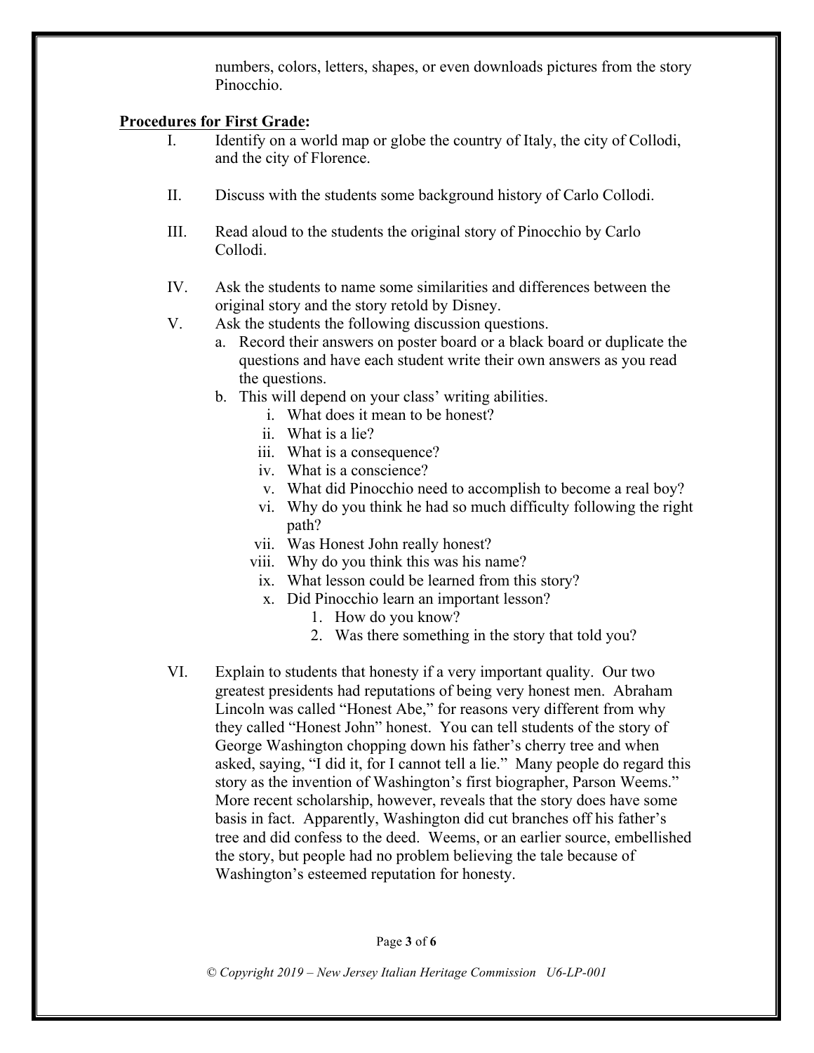numbers, colors, letters, shapes, or even downloads pictures from the story Pinocchio.

**Procedures for First Grade:**

I. Identify on a world map or globe the country of Italy, the city of Collodi, and the city of Florence.

II. Discuss with the students some background history of Carlo Collodi.

III. Read aloud to the students the original story of Pinocchio by Carlo Collodi.

IV. Ask the students to name some similarities and differences between the original story and the story retold by Disney.

V. Ask the students the following discussion questions.
   a. Record their answers on poster board or a black board or duplicate the questions and have each student write their own answers as you read the questions.
   b. This will depend on your class' writing abilities.
      i. What does it mean to be honest?
      ii. What is a lie?
      iii. What is a consequence?
      iv. What is a conscience?
      v. What did Pinocchio need to accomplish to become a real boy?
      vi. Why do you think he had so much difficulty following the right path?
      vii. Was Honest John really honest?
      viii. Why do you think this was his name?
      ix. What lesson could be learned from this story?
      x. Did Pinocchio learn an important lesson?
         1. How do you know?
         2. Was there something in the story that told you?

VI. Explain to students that honesty if a very important quality. Our two greatest presidents had reputations of being very honest men. Abraham Lincoln was called "Honest Abe," for reasons very different from why they called "Honest John" honest. You can tell students of the story of George Washington chopping down his father's cherry tree and when asked, saying, "I did it, for I cannot tell a lie." Many people do regard this story as the invention of Washington's first biographer, Parson Weems." More recent scholarship, however, reveals that the story does have some basis in fact. Apparently, Washington did cut branches off his father's tree and did confess to the deed. Weems, or an earlier source, embellished the story, but people had no problem believing the tale because of Washington's esteemed reputation for honesty.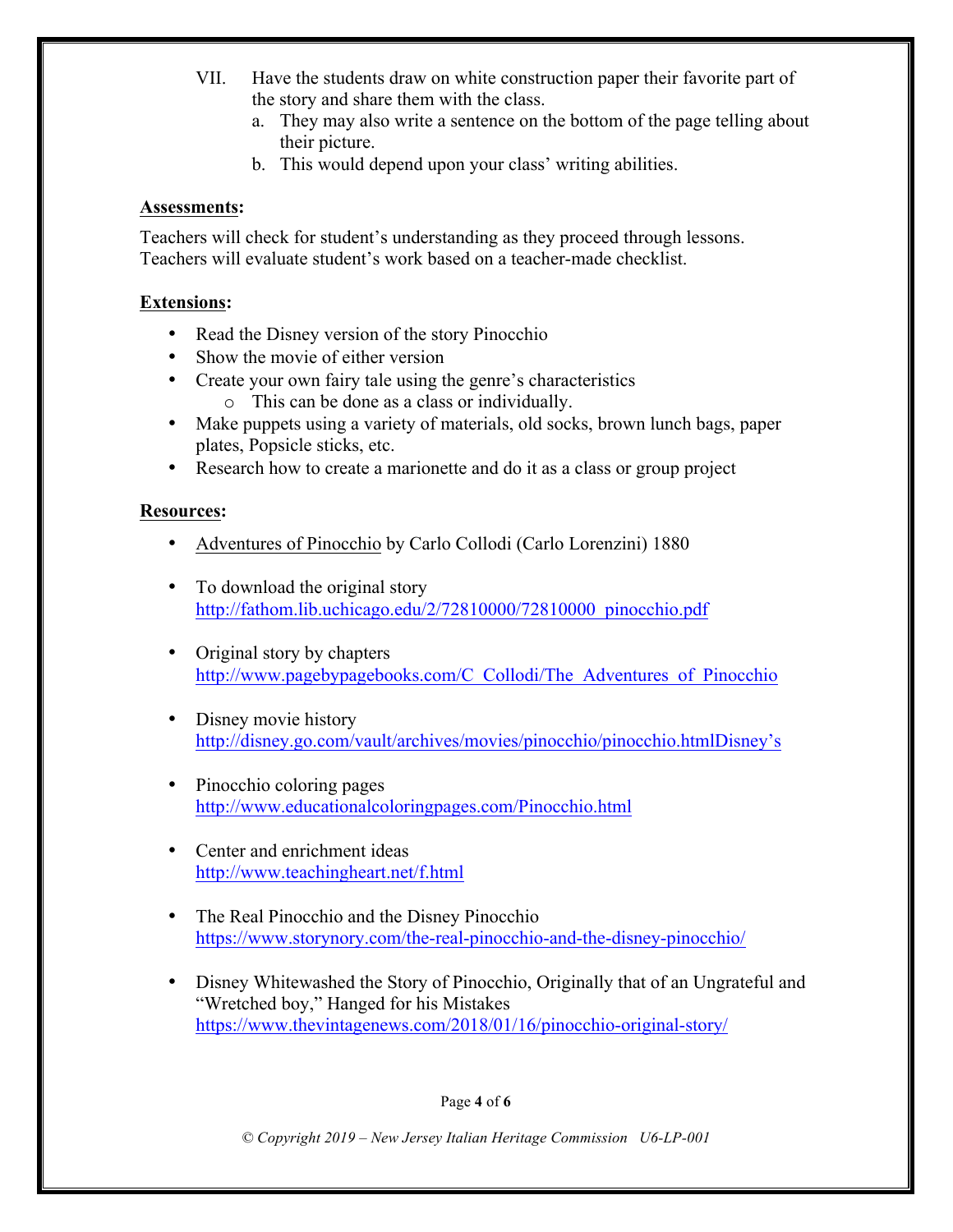VII. Have the students draw on white construction paper their favorite part of the story and share them with the class.
   a. They may also write a sentence on the bottom of the page telling about their picture.
   b. This would depend upon your class' writing abilities.

**Assessments:**

Teachers will check for student's understanding as they proceed through lessons. Teachers will evaluate student's work based on a teacher-made checklist.

**Extensions:**

- Read the Disney version of the story Pinocchio
- Show the movie of either version
- Create your own fairy tale using the genre's characteristics
  - This can be done as a class or individually.
- Make puppets using a variety of materials, old socks, brown lunch bags, paper plates, Popsicle sticks, etc.
- Research how to create a marionette and do it as a class or group project

**Resources:**

- Adventures of Pinocchio by Carlo Collodi (Carlo Lorenzini) 1880
- To download the original story
  http://fathom.lib.uchicago.edu/2/72810000/72810000_pinocchio.pdf
- Original story by chapters
  http://www.pagebypagebooks.com/C_Collodi/The_Adventures_of_Pinocchio
- Disney movie history
  http://disney.go.com/vault/archives/movies/pinocchio/pinocchio.htmlDisney's
- Pinocchio coloring pages
  http://www.educationalcoloringpages.com/Pinocchio.html
- Center and enrichment ideas
  http://www.teachingheart.net/f.html
- The Real Pinocchio and the Disney Pinocchio
  https://www.storynory.com/the-real-pinocchio-and-the-disney-pinocchio/
- Disney Whitewashed the Story of Pinocchio, Originally that of an Ungrateful and "Wretched boy," Hanged for his Mistakes
  https://www.thevintagenews.com/2018/01/16/pinocchio-original-story/

*© Copyright 2019 – New Jersey Italian Heritage Commission U6-LP-001*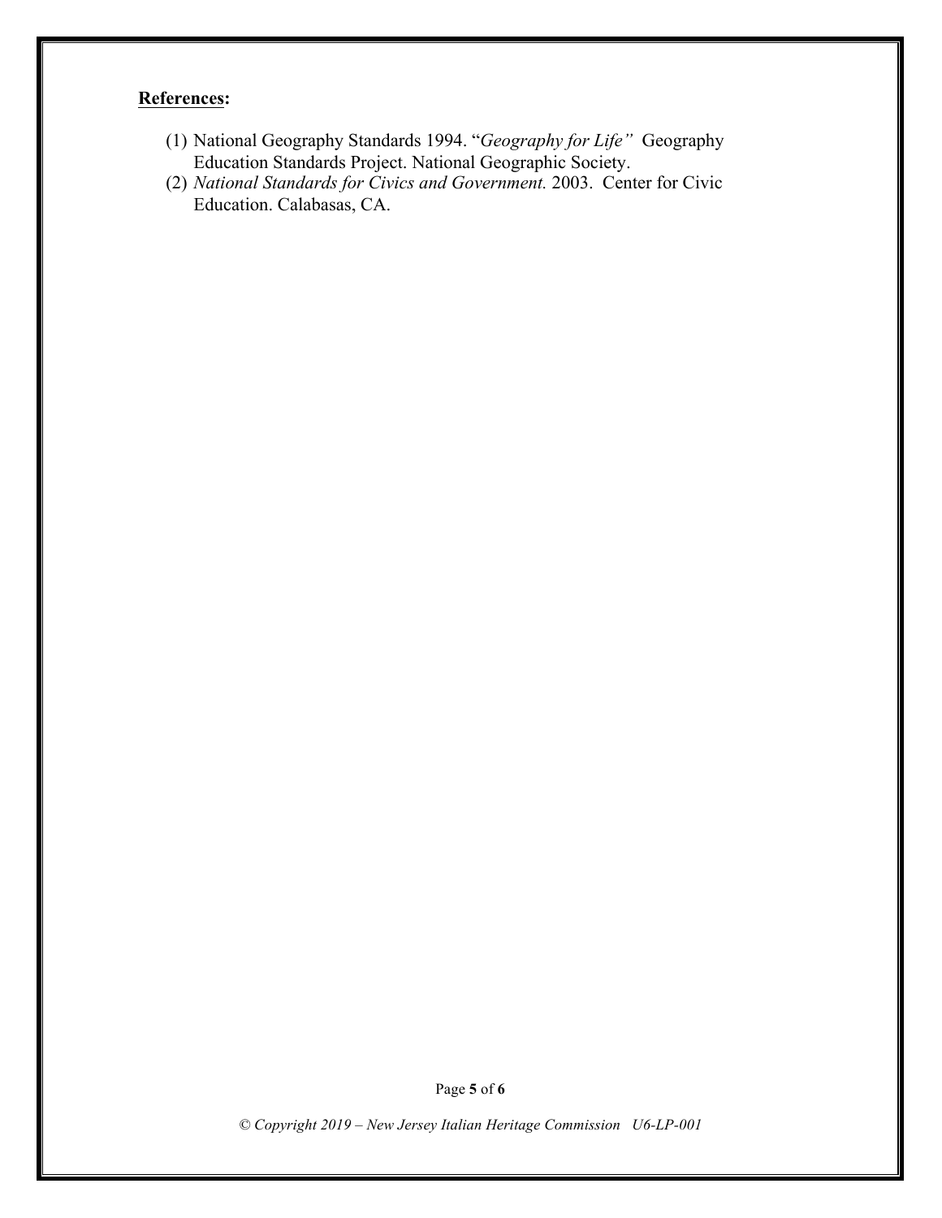**References:**

(1) National Geography Standards 1994. "*Geography for Life"* Geography Education Standards Project. National Geographic Society.
(2) *National Standards for Civics and Government.* 2003. Center for Civic Education. Calabasas, CA.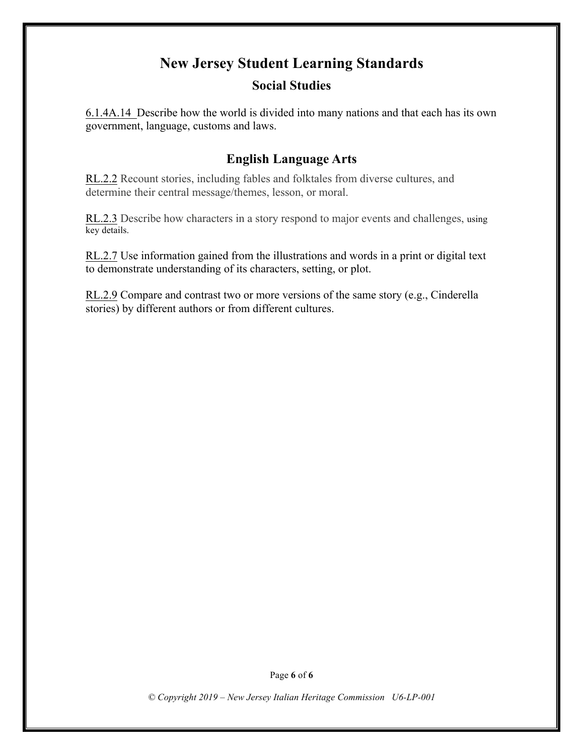# New Jersey Student Learning Standards

## Social Studies

6.1.4A.14 Describe how the world is divided into many nations and that each has its own government, language, customs and laws.

## English Language Arts

RL.2.2 Recount stories, including fables and folktales from diverse cultures, and determine their central message/themes, lesson, or moral.

RL.2.3 Describe how characters in a story respond to major events and challenges, using key details.

RL.2.7 Use information gained from the illustrations and words in a print or digital text to demonstrate understanding of its characters, setting, or plot.

RL.2.9 Compare and contrast two or more versions of the same story (e.g., Cinderella stories) by different authors or from different cultures.

*© Copyright 2019 – New Jersey Italian Heritage Commission U6-LP-001*